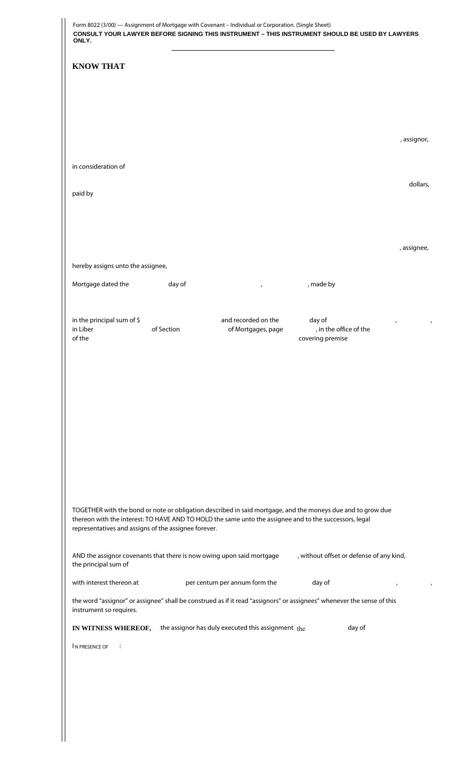Form 8022 (3/00) — Assignment of Mortgage with Covenant – Individual or Corporation. (Single Sheet)

**CONSULT YOUR LAWYER BEFORE SIGNING THIS INSTRUMENT – THIS INSTRUMENT SHOULD BE USED BY LAWYERS ONLY.**

## KNOW THAT

, assignor,

in consideration of

dollars,

paid by

, assignee,

hereby assigns unto the assignee,

Mortgage dated the day of , , made by

in the principal sum of $ and recorded on the day of , ,
in Liber of Section of Mortgages, page , in the office of the
of the covering premise

TOGETHER with the bond or note or obligation described in said mortgage, and the moneys due and to grow due thereon with the interest: TO HAVE AND TO HOLD the same unto the assignee and to the successors, legal representatives and assigns of the assignee forever.

AND the assignor covenants that there is now owing upon said mortgage , without offset or defense of any kind, the principal sum of

with interest thereon at per centum per annum form the day of , ,

the word "assignor" or assignee" shall be construed as if it read "assignors" or assignees" whenever the sense of this instrument so requires.

**IN WITNESS WHEREOF,** the assignor has duly executed this assignment the day of

IN PRESENCE OF :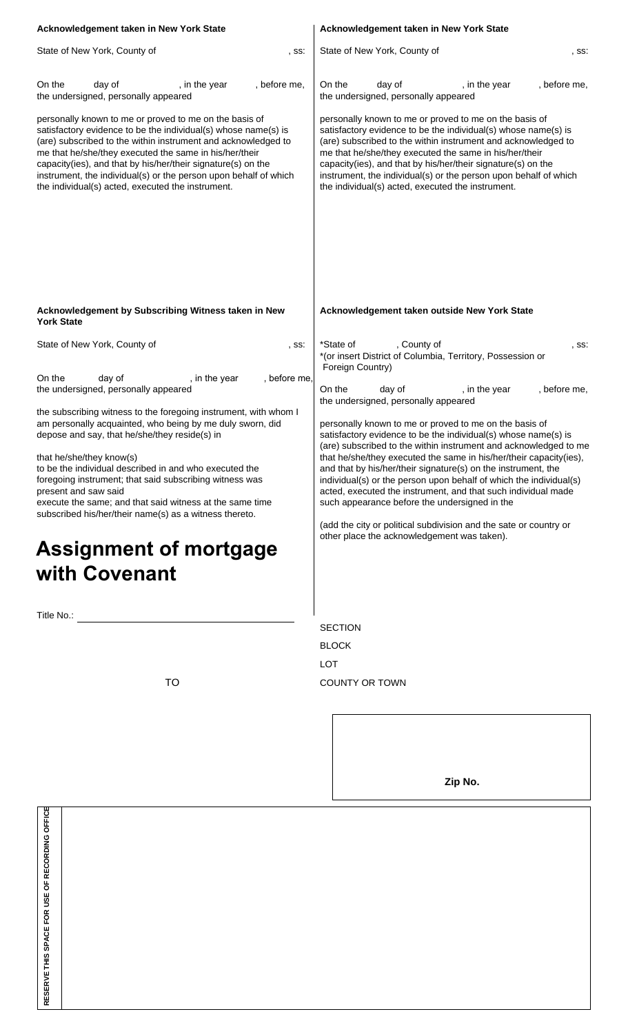**Acknowledgement taken in New York State**

State of New York, County of , ss:

On the day of , in the year , before me, the undersigned, personally appeared

personally known to me or proved to me on the basis of satisfactory evidence to be the individual(s) whose name(s) is (are) subscribed to the within instrument and acknowledged to me that he/she/they executed the same in his/her/their capacity(ies), and that by his/her/their signature(s) on the instrument, the individual(s) or the person upon behalf of which the individual(s) acted, executed the instrument.

**Acknowledgement taken in New York State**

State of New York, County of , ss:

On the day of , in the year , before me, the undersigned, personally appeared

personally known to me or proved to me on the basis of satisfactory evidence to be the individual(s) whose name(s) is (are) subscribed to the within instrument and acknowledged to me that he/she/they executed the same in his/her/their capacity(ies), and that by his/her/their signature(s) on the instrument, the individual(s) or the person upon behalf of which the individual(s) acted, executed the instrument.

**Acknowledgement by Subscribing Witness taken in New York State**

State of New York, County of , ss:

On the day of , in the year , before me, the undersigned, personally appeared

the subscribing witness to the foregoing instrument, with whom I am personally acquainted, who being by me duly sworn, did depose and say, that he/she/they reside(s) in

that he/she/they know(s)
to be the individual described in and who executed the foregoing instrument; that said subscribing witness was present and saw said
execute the same; and that said witness at the same time subscribed his/her/their name(s) as a witness thereto.

**Acknowledgement taken outside New York State**

*State of , County of , ss:
*(or insert District of Columbia, Territory, Possession or Foreign Country)

On the day of , in the year , before me, the undersigned, personally appeared

personally known to me or proved to me on the basis of satisfactory evidence to be the individual(s) whose name(s) is (are) subscribed to the within instrument and acknowledged to me that he/she/they executed the same in his/her/their capacity(ies), and that by his/her/their signature(s) on the instrument, the individual(s) or the person upon behalf of which the individual(s) acted, executed the instrument, and that such individual made such appearance before the undersigned in the

(add the city or political subdivision and the sate or country or other place the acknowledgement was taken).

# Assignment of mortgage with Covenant

Title No.: ______________________

TO

SECTION

BLOCK

LOT

COUNTY OR TOWN

**Zip No.**

RESERVE THIS SPACE FOR USE OF RECORDING OFFICE